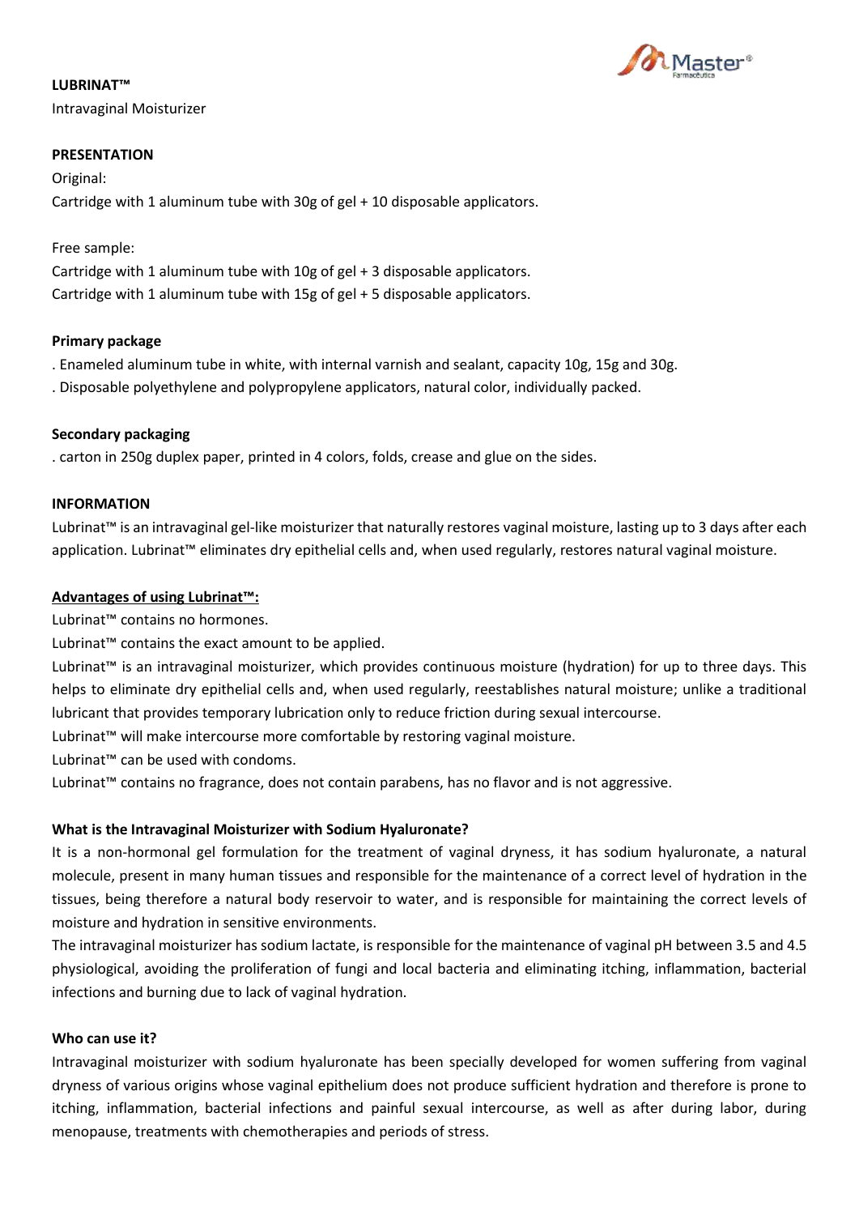**LUBRINAT™**

Intravaginal Moisturizer

**PRESENTATION**

Original:

Cartridge with 1 aluminum tube with 30g of gel + 10 disposable applicators.

Free sample:

Cartridge with 1 aluminum tube with 10g of gel + 3 disposable applicators.

Cartridge with 1 aluminum tube with 15g of gel + 5 disposable applicators.

**Primary package**

. Enameled aluminum tube in white, with internal varnish and sealant, capacity 10g, 15g and 30g.

. Disposable polyethylene and polypropylene applicators, natural color, individually packed.

**Secondary packaging**

. carton in 250g duplex paper, printed in 4 colors, folds, crease and glue on the sides.

**INFORMATION**

Lubrinat™ is an intravaginal gel-like moisturizer that naturally restores vaginal moisture, lasting up to 3 days after each application. Lubrinat™ eliminates dry epithelial cells and, when used regularly, restores natural vaginal moisture.

**Advantages of using Lubrinat™:**

Lubrinat™ contains no hormones.

Lubrinat™ contains the exact amount to be applied.

Lubrinat™ is an intravaginal moisturizer, which provides continuous moisture (hydration) for up to three days. This helps to eliminate dry epithelial cells and, when used regularly, reestablishes natural moisture; unlike a traditional lubricant that provides temporary lubrication only to reduce friction during sexual intercourse.

Lubrinat™ will make intercourse more comfortable by restoring vaginal moisture.

Lubrinat™ can be used with condoms.

Lubrinat™ contains no fragrance, does not contain parabens, has no flavor and is not aggressive.

**What is the Intravaginal Moisturizer with Sodium Hyaluronate?**

It is a non-hormonal gel formulation for the treatment of vaginal dryness, it has sodium hyaluronate, a natural molecule, present in many human tissues and responsible for the maintenance of a correct level of hydration in the tissues, being therefore a natural body reservoir to water, and is responsible for maintaining the correct levels of moisture and hydration in sensitive environments.

The intravaginal moisturizer has sodium lactate, is responsible for the maintenance of vaginal pH between 3.5 and 4.5 physiological, avoiding the proliferation of fungi and local bacteria and eliminating itching, inflammation, bacterial infections and burning due to lack of vaginal hydration.

**Who can use it?**

Intravaginal moisturizer with sodium hyaluronate has been specially developed for women suffering from vaginal dryness of various origins whose vaginal epithelium does not produce sufficient hydration and therefore is prone to itching, inflammation, bacterial infections and painful sexual intercourse, as well as after during labor, during menopause, treatments with chemotherapies and periods of stress.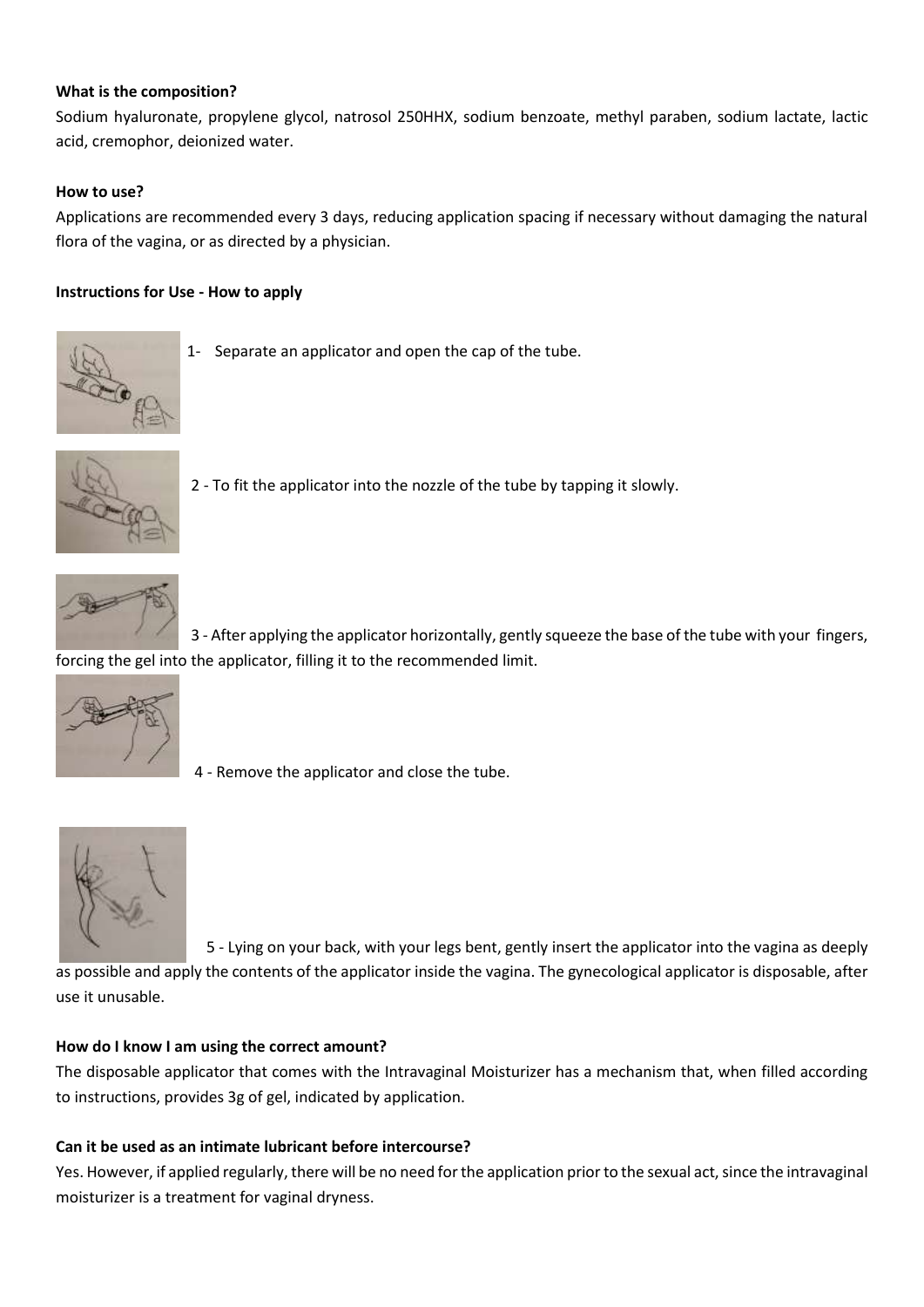**What is the composition?**

Sodium hyaluronate, propylene glycol, natrosol 250HHX, sodium benzoate, methyl paraben, sodium lactate, lactic acid, cremophor, deionized water.

**How to use?**

Applications are recommended every 3 days, reducing application spacing if necessary without damaging the natural flora of the vagina, or as directed by a physician.

**Instructions for Use - How to apply**

1- Separate an applicator and open the cap of the tube.

2 - To fit the applicator into the nozzle of the tube by tapping it slowly.

3 - After applying the applicator horizontally, gently squeeze the base of the tube with your fingers, forcing the gel into the applicator, filling it to the recommended limit.

4 - Remove the applicator and close the tube.

5 - Lying on your back, with your legs bent, gently insert the applicator into the vagina as deeply as possible and apply the contents of the applicator inside the vagina. The gynecological applicator is disposable, after use it unusable.

**How do I know I am using the correct amount?**

The disposable applicator that comes with the Intravaginal Moisturizer has a mechanism that, when filled according to instructions, provides 3g of gel, indicated by application.

**Can it be used as an intimate lubricant before intercourse?**

Yes. However, if applied regularly, there will be no need for the application prior to the sexual act, since the intravaginal moisturizer is a treatment for vaginal dryness.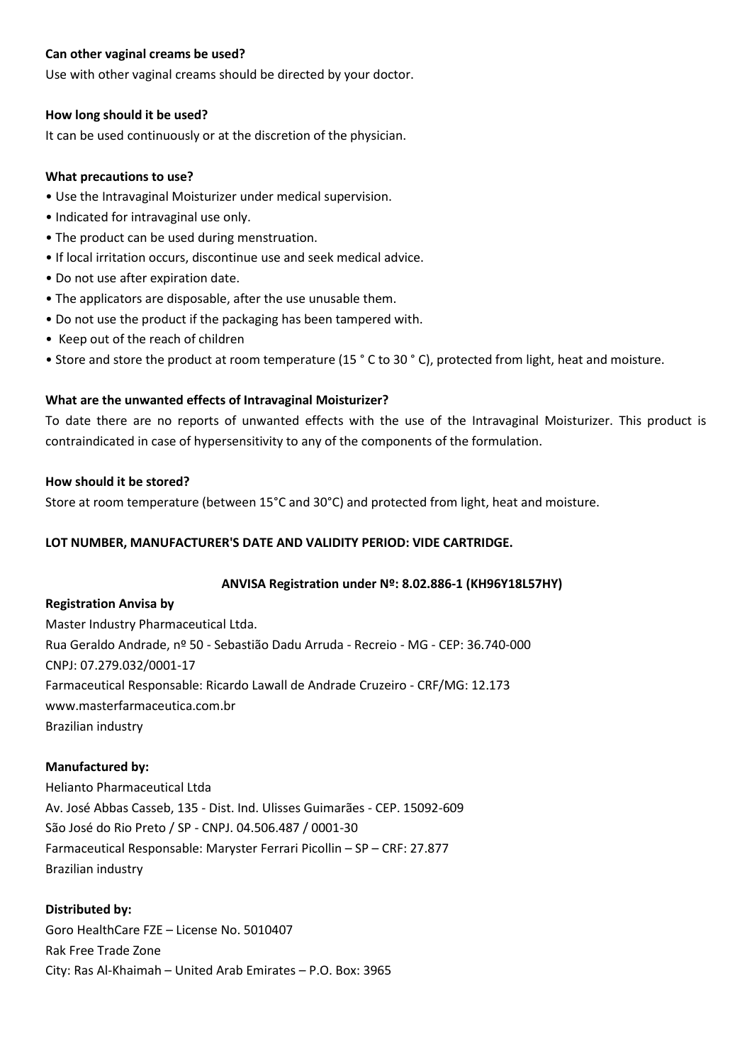**Can other vaginal creams be used?**

Use with other vaginal creams should be directed by your doctor.

**How long should it be used?**

It can be used continuously or at the discretion of the physician.

**What precautions to use?**

- Use the Intravaginal Moisturizer under medical supervision.
- Indicated for intravaginal use only.
- The product can be used during menstruation.
- If local irritation occurs, discontinue use and seek medical advice.
- Do not use after expiration date.
- The applicators are disposable, after the use unusable them.
- Do not use the product if the packaging has been tampered with.
- Keep out of the reach of children
- Store and store the product at room temperature (15 ° C to 30 ° C), protected from light, heat and moisture.

**What are the unwanted effects of Intravaginal Moisturizer?**

To date there are no reports of unwanted effects with the use of the Intravaginal Moisturizer. This product is contraindicated in case of hypersensitivity to any of the components of the formulation.

**How should it be stored?**

Store at room temperature (between 15°C and 30°C) and protected from light, heat and moisture.

**LOT NUMBER, MANUFACTURER'S DATE AND VALIDITY PERIOD: VIDE CARTRIDGE.**

**ANVISA Registration under Nº: 8.02.886-1 (KH96Y18L57HY)**

**Registration Anvisa by**

Master Industry Pharmaceutical Ltda.
Rua Geraldo Andrade, nº 50 - Sebastião Dadu Arruda - Recreio - MG - CEP: 36.740-000
CNPJ: 07.279.032/0001-17
Farmaceutical Responsable: Ricardo Lawall de Andrade Cruzeiro - CRF/MG: 12.173
www.masterfarmaceutica.com.br
Brazilian industry

**Manufactured by:**

Helianto Pharmaceutical Ltda
Av. José Abbas Casseb, 135 - Dist. Ind. Ulisses Guimarães - CEP. 15092-609
São José do Rio Preto / SP - CNPJ. 04.506.487 / 0001-30
Farmaceutical Responsable: Maryster Ferrari Picollin – SP – CRF: 27.877
Brazilian industry

**Distributed by:**

Goro HealthCare FZE – License No. 5010407
Rak Free Trade Zone
City: Ras Al-Khaimah – United Arab Emirates – P.O. Box: 3965